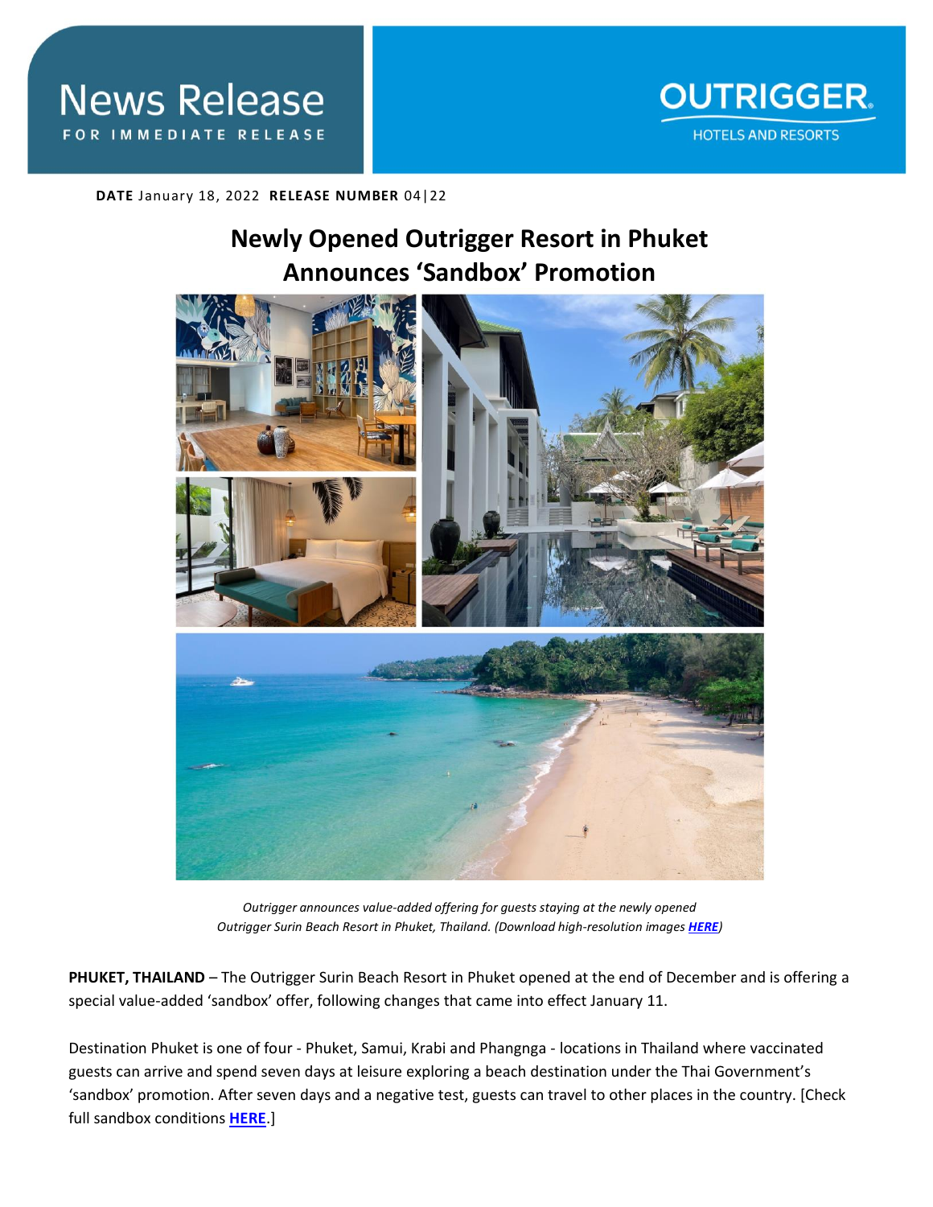# News Release

FOR IMMEDIATE RELEASE

OUTRIGGER HOTELS AND RESORTS

**DATE** January 18, 2022 **RELEASE NUMBER** 04|22

## Newly Opened Outrigger Resort in Phuket Announces 'Sandbox' Promotion

*Outrigger announces value-added offering for guests staying at the newly opened Outrigger Surin Beach Resort in Phuket, Thailand. (Download high-resolution images **HERE**)*

**PHUKET, THAILAND** – The Outrigger Surin Beach Resort in Phuket opened at the end of December and is offering a special value-added 'sandbox' offer, following changes that came into effect January 11.

Destination Phuket is one of four - Phuket, Samui, Krabi and Phangnga - locations in Thailand where vaccinated guests can arrive and spend seven days at leisure exploring a beach destination under the Thai Government's 'sandbox' promotion. After seven days and a negative test, guests can travel to other places in the country. [Check full sandbox conditions **HERE**.]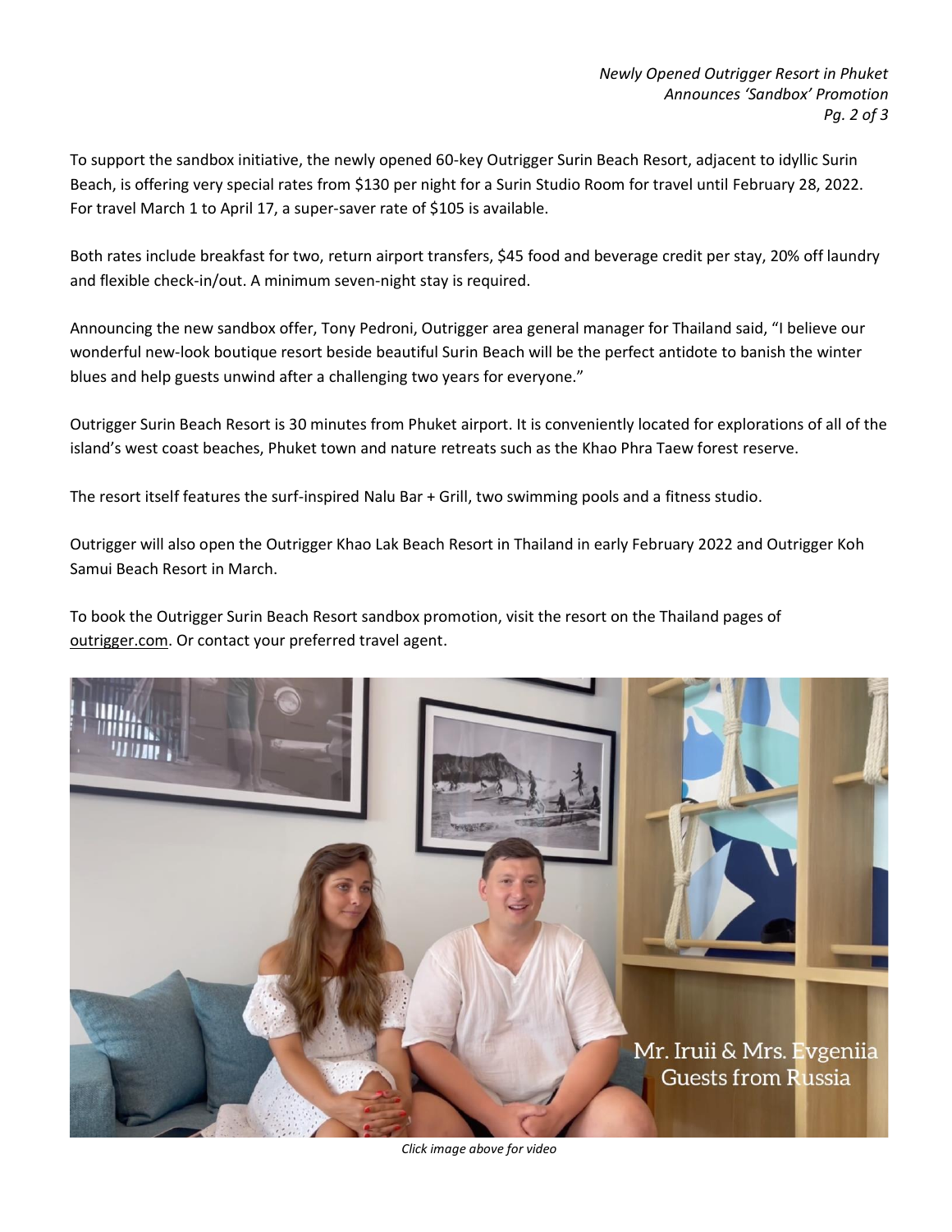To support the sandbox initiative, the newly opened 60-key Outrigger Surin Beach Resort, adjacent to idyllic Surin Beach, is offering very special rates from $130 per night for a Surin Studio Room for travel until February 28, 2022. For travel March 1 to April 17, a super-saver rate of $105 is available.

Both rates include breakfast for two, return airport transfers, $45 food and beverage credit per stay, 20% off laundry and flexible check-in/out. A minimum seven-night stay is required.

Announcing the new sandbox offer, Tony Pedroni, Outrigger area general manager for Thailand said, "I believe our wonderful new-look boutique resort beside beautiful Surin Beach will be the perfect antidote to banish the winter blues and help guests unwind after a challenging two years for everyone."

Outrigger Surin Beach Resort is 30 minutes from Phuket airport. It is conveniently located for explorations of all of the island's west coast beaches, Phuket town and nature retreats such as the Khao Phra Taew forest reserve.

The resort itself features the surf-inspired Nalu Bar + Grill, two swimming pools and a fitness studio.

Outrigger will also open the Outrigger Khao Lak Beach Resort in Thailand in early February 2022 and Outrigger Koh Samui Beach Resort in March.

To book the Outrigger Surin Beach Resort sandbox promotion, visit the resort on the Thailand pages of outrigger.com. Or contact your preferred travel agent.

Mr. Iruii & Mrs. Evgeniia
Guests from Russia

*Click image above for video*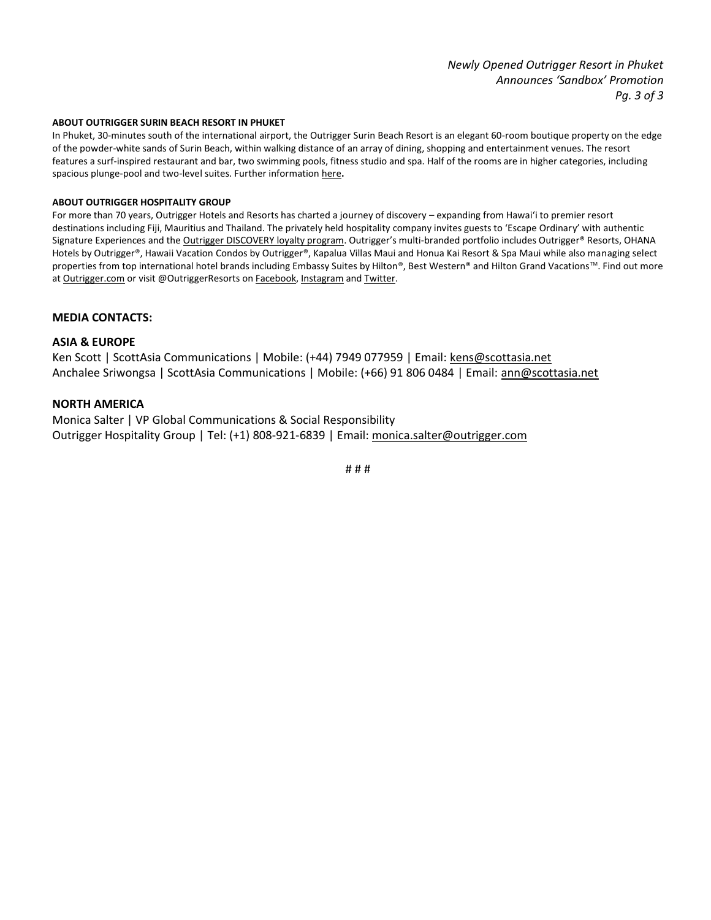**ABOUT OUTRIGGER SURIN BEACH RESORT IN PHUKET**

In Phuket, 30-minutes south of the international airport, the Outrigger Surin Beach Resort is an elegant 60-room boutique property on the edge of the powder-white sands of Surin Beach, within walking distance of an array of dining, shopping and entertainment venues. The resort features a surf-inspired restaurant and bar, two swimming pools, fitness studio and spa. Half of the rooms are in higher categories, including spacious plunge-pool and two-level suites. Further information here**.**

**ABOUT OUTRIGGER HOSPITALITY GROUP**

For more than 70 years, Outrigger Hotels and Resorts has charted a journey of discovery – expanding from Hawaiʻi to premier resort destinations including Fiji, Mauritius and Thailand. The privately held hospitality company invites guests to 'Escape Ordinary' with authentic Signature Experiences and the Outrigger DISCOVERY loyalty program. Outrigger's multi-branded portfolio includes Outrigger® Resorts, OHANA Hotels by Outrigger®, Hawaii Vacation Condos by Outrigger®, Kapalua Villas Maui and Honua Kai Resort & Spa Maui while also managing select properties from top international hotel brands including Embassy Suites by Hilton®, Best Western® and Hilton Grand Vacations™. Find out more at Outrigger.com or visit @OutriggerResorts on Facebook, Instagram and Twitter.

## MEDIA CONTACTS:

### ASIA & EUROPE

Ken Scott | ScottAsia Communications | Mobile: (+44) 7949 077959 | Email: kens@scottasia.net
Anchalee Sriwongsa | ScottAsia Communications | Mobile: (+66) 91 806 0484 | Email: ann@scottasia.net

### NORTH AMERICA

Monica Salter | VP Global Communications & Social Responsibility
Outrigger Hospitality Group | Tel: (+1) 808-921-6839 | Email: monica.salter@outrigger.com

# # #